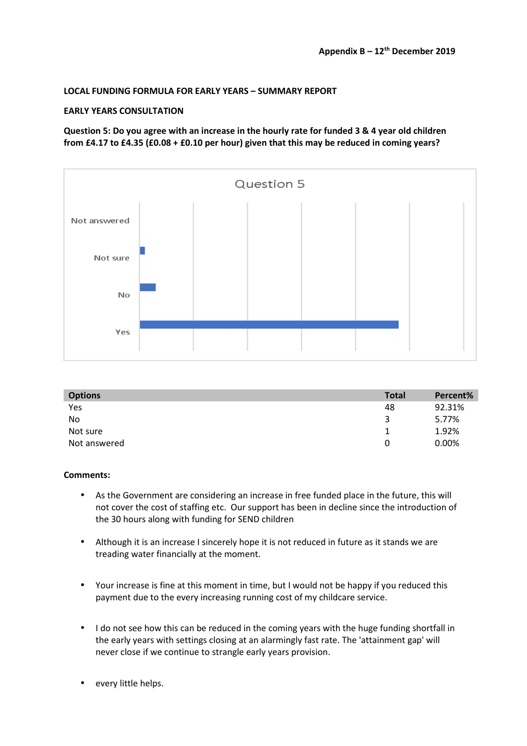**Appendix B – 12th December 2019**

**LOCAL FUNDING FORMULA FOR EARLY YEARS – SUMMARY REPORT**

**EARLY YEARS CONSULTATION**

**Question 5: Do you agree with an increase in the hourly rate for funded 3 & 4 year old children from £4.17 to £4.35 (£0.08 + £0.10 per hour) given that this may be reduced in coming years?**

| Options | Total | Percent% |
|---|---|---|
| Yes | 48 | 92.31% |
| No | 3 | 5.77% |
| Not sure | 1 | 1.92% |
| Not answered | 0 | 0.00% |

**Comments:**

- As the Government are considering an increase in free funded place in the future, this will not cover the cost of staffing etc. Our support has been in decline since the introduction of the 30 hours along with funding for SEND children
- Although it is an increase I sincerely hope it is not reduced in future as it stands we are treading water financially at the moment.
- Your increase is fine at this moment in time, but I would not be happy if you reduced this payment due to the every increasing running cost of my childcare service.
- I do not see how this can be reduced in the coming years with the huge funding shortfall in the early years with settings closing at an alarmingly fast rate. The 'attainment gap' will never close if we continue to strangle early years provision.
- every little helps.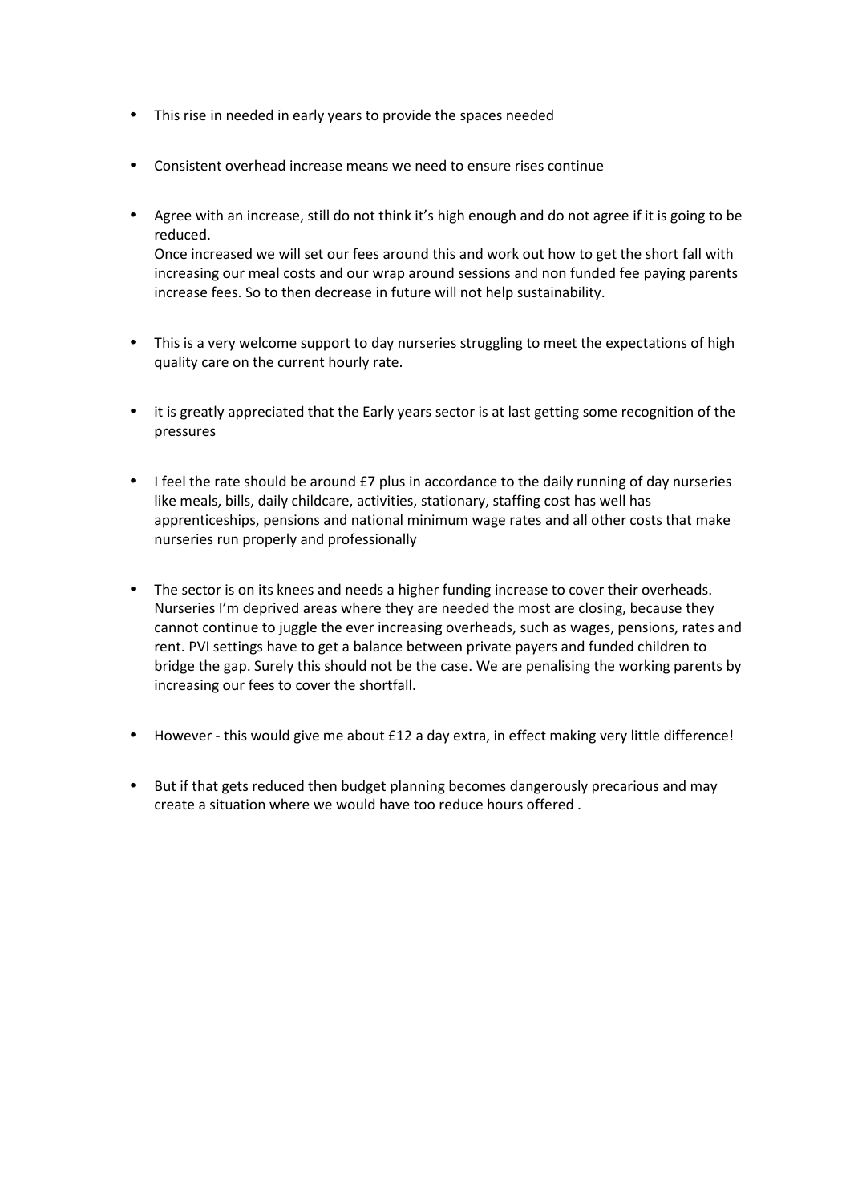- This rise in needed in early years to provide the spaces needed

- Consistent overhead increase means we need to ensure rises continue

- Agree with an increase, still do not think it's high enough and do not agree if it is going to be reduced.
  Once increased we will set our fees around this and work out how to get the short fall with increasing our meal costs and our wrap around sessions and non funded fee paying parents increase fees. So to then decrease in future will not help sustainability.

- This is a very welcome support to day nurseries struggling to meet the expectations of high quality care on the current hourly rate.

- it is greatly appreciated that the Early years sector is at last getting some recognition of the pressures

- I feel the rate should be around £7 plus in accordance to the daily running of day nurseries like meals, bills, daily childcare, activities, stationary, staffing cost has well has apprenticeships, pensions and national minimum wage rates and all other costs that make nurseries run properly and professionally

- The sector is on its knees and needs a higher funding increase to cover their overheads. Nurseries I'm deprived areas where they are needed the most are closing, because they cannot continue to juggle the ever increasing overheads, such as wages, pensions, rates and rent. PVI settings have to get a balance between private payers and funded children to bridge the gap. Surely this should not be the case. We are penalising the working parents by increasing our fees to cover the shortfall.

- However - this would give me about £12 a day extra, in effect making very little difference!

- But if that gets reduced then budget planning becomes dangerously precarious and may create a situation where we would have too reduce hours offered .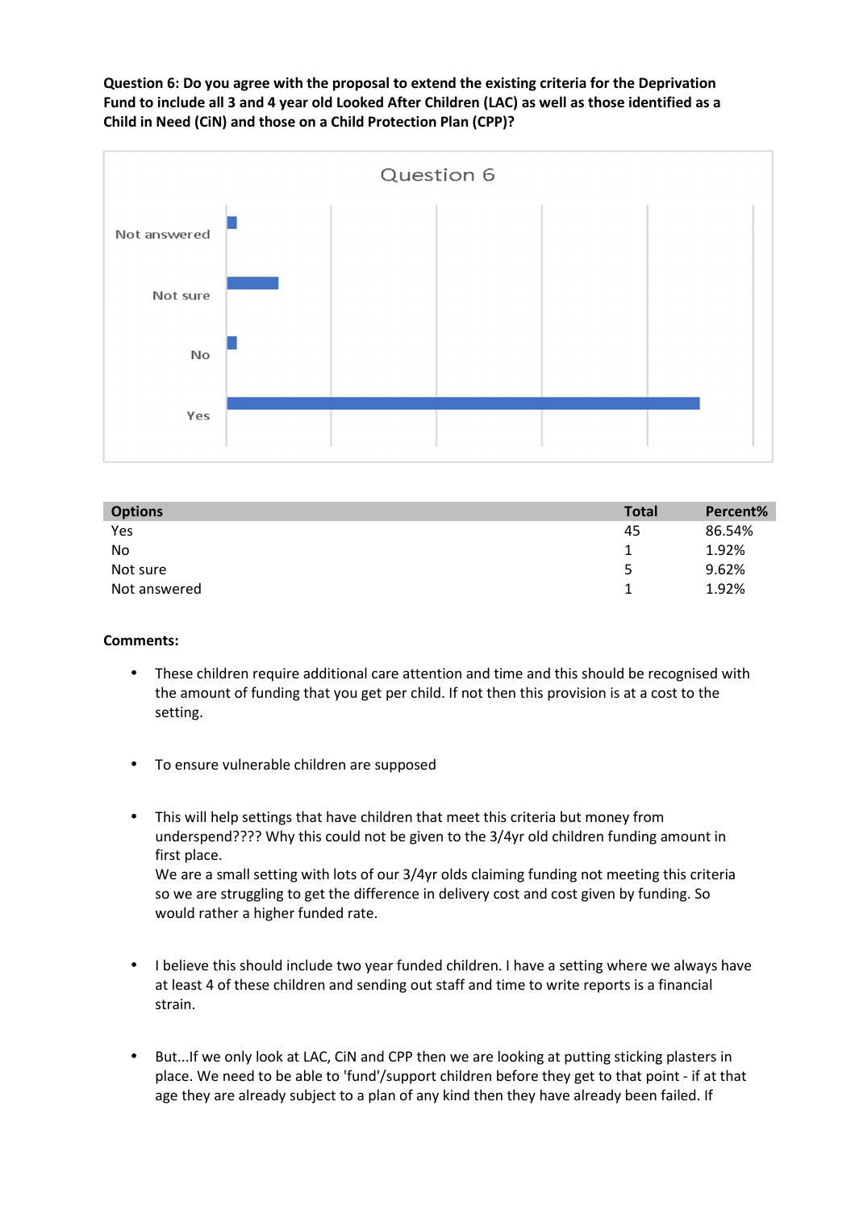**Question 6: Do you agree with the proposal to extend the existing criteria for the Deprivation Fund to include all 3 and 4 year old Looked After Children (LAC) as well as those identified as a Child in Need (CiN) and those on a Child Protection Plan (CPP)?**

| Options | Total | Percent% |
|---|---|---|
| Yes | 45 | 86.54% |
| No | 1 | 1.92% |
| Not sure | 5 | 9.62% |
| Not answered | 1 | 1.92% |

**Comments:**

- These children require additional care attention and time and this should be recognised with the amount of funding that you get per child. If not then this provision is at a cost to the setting.

- To ensure vulnerable children are supposed

- This will help settings that have children that meet this criteria but money from underspend???? Why this could not be given to the 3/4yr old children funding amount in first place.
  We are a small setting with lots of our 3/4yr olds claiming funding not meeting this criteria so we are struggling to get the difference in delivery cost and cost given by funding. So would rather a higher funded rate.

- I believe this should include two year funded children. I have a setting where we always have at least 4 of these children and sending out staff and time to write reports is a financial strain.

- But...If we only look at LAC, CiN and CPP then we are looking at putting sticking plasters in place. We need to be able to 'fund'/support children before they get to that point - if at that age they are already subject to a plan of any kind then they have already been failed. If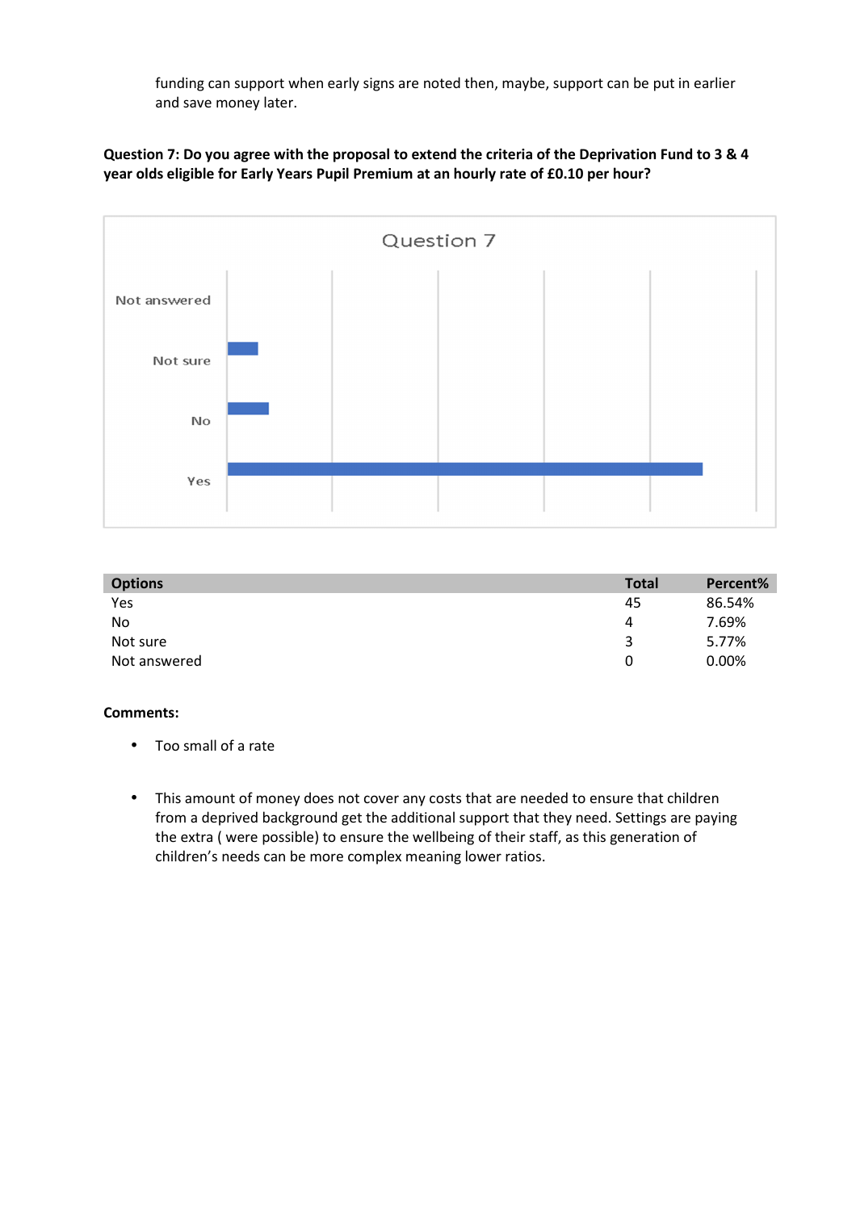funding can support when early signs are noted then, maybe, support can be put in earlier and save money later.

**Question 7: Do you agree with the proposal to extend the criteria of the Deprivation Fund to 3 & 4 year olds eligible for Early Years Pupil Premium at an hourly rate of £0.10 per hour?**

| Options | Total | Percent% |
|---|---|---|
| Yes | 45 | 86.54% |
| No | 4 | 7.69% |
| Not sure | 3 | 5.77% |
| Not answered | 0 | 0.00% |

**Comments:**

- Too small of a rate

- This amount of money does not cover any costs that are needed to ensure that children from a deprived background get the additional support that they need. Settings are paying the extra ( were possible) to ensure the wellbeing of their staff, as this generation of children's needs can be more complex meaning lower ratios.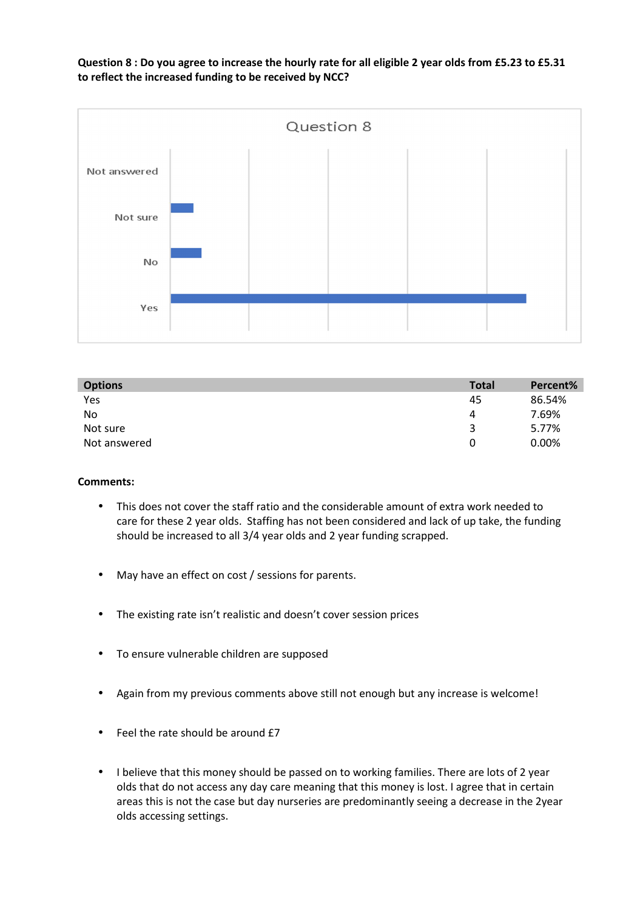**Question 8 : Do you agree to increase the hourly rate for all eligible 2 year olds from £5.23 to £5.31 to reflect the increased funding to be received by NCC?**

| Options | Total | Percent% |
|---|---|---|
| Yes | 45 | 86.54% |
| No | 4 | 7.69% |
| Not sure | 3 | 5.77% |
| Not answered | 0 | 0.00% |

**Comments:**

- This does not cover the staff ratio and the considerable amount of extra work needed to care for these 2 year olds. Staffing has not been considered and lack of up take, the funding should be increased to all 3/4 year olds and 2 year funding scrapped.
- May have an effect on cost / sessions for parents.
- The existing rate isn't realistic and doesn't cover session prices
- To ensure vulnerable children are supposed
- Again from my previous comments above still not enough but any increase is welcome!
- Feel the rate should be around £7
- I believe that this money should be passed on to working families. There are lots of 2 year olds that do not access any day care meaning that this money is lost. I agree that in certain areas this is not the case but day nurseries are predominantly seeing a decrease in the 2year olds accessing settings.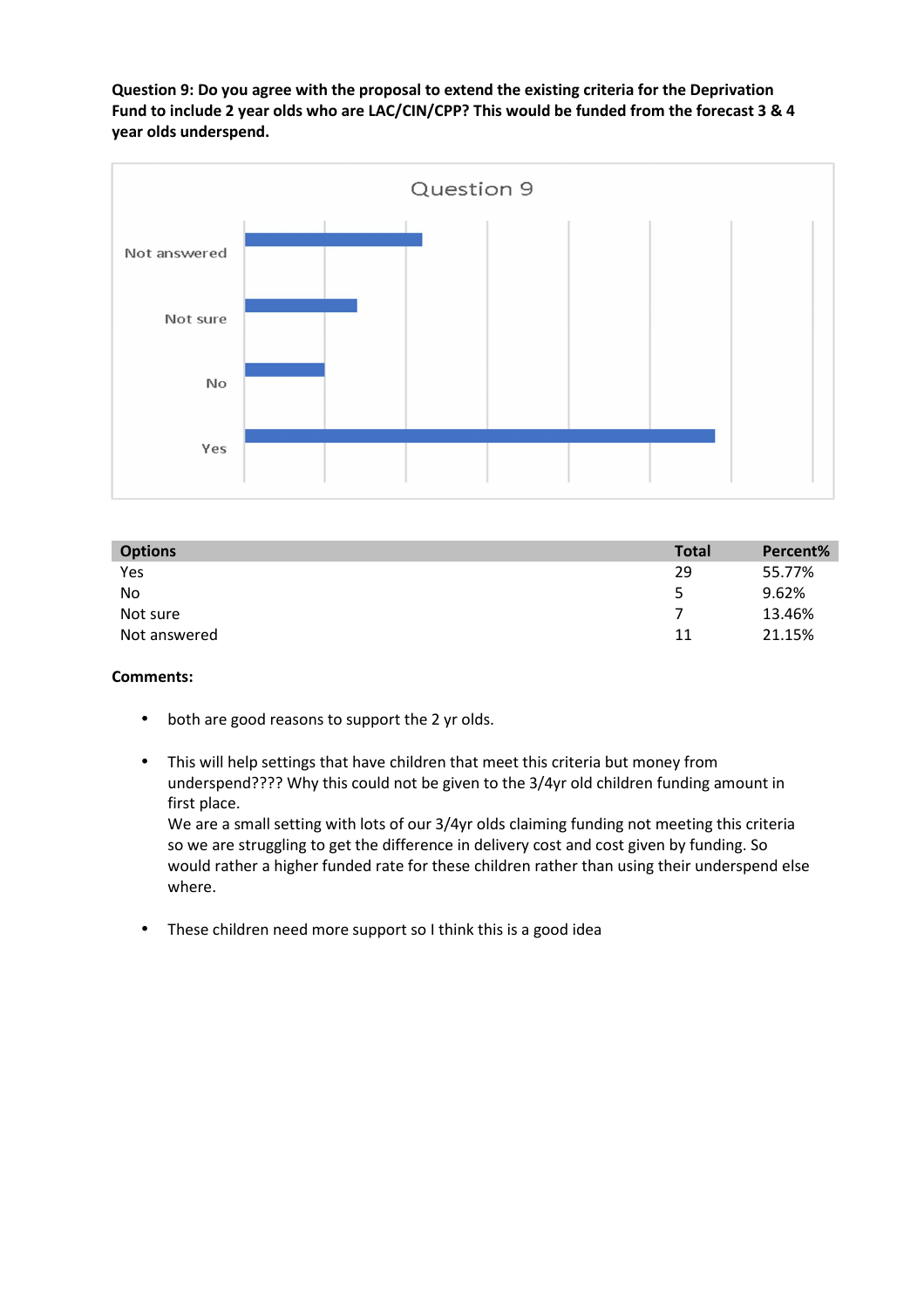**Question 9: Do you agree with the proposal to extend the existing criteria for the Deprivation Fund to include 2 year olds who are LAC/CIN/CPP? This would be funded from the forecast 3 & 4 year olds underspend.**

| Options | Total | Percent% |
|---|---|---|
| Yes | 29 | 55.77% |
| No | 5 | 9.62% |
| Not sure | 7 | 13.46% |
| Not answered | 11 | 21.15% |

**Comments:**

- both are good reasons to support the 2 yr olds.
- This will help settings that have children that meet this criteria but money from underspend???? Why this could not be given to the 3/4yr old children funding amount in first place.
  We are a small setting with lots of our 3/4yr olds claiming funding not meeting this criteria so we are struggling to get the difference in delivery cost and cost given by funding. So would rather a higher funded rate for these children rather than using their underspend else where.
- These children need more support so I think this is a good idea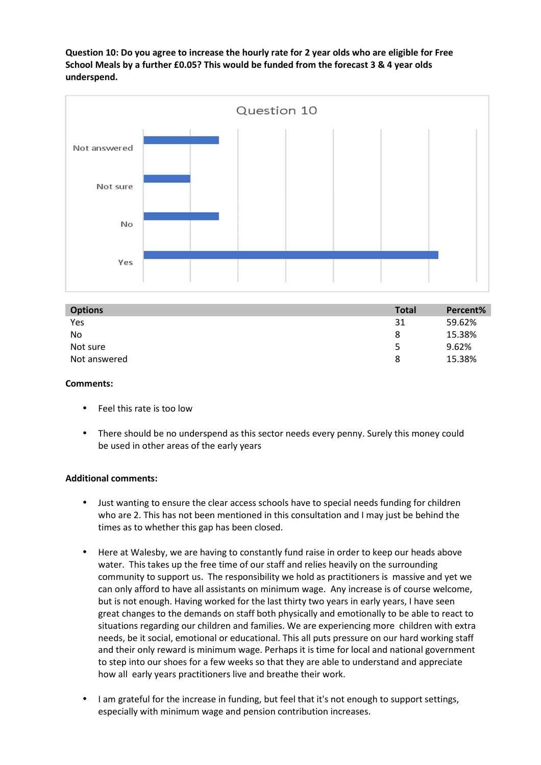**Question 10: Do you agree to increase the hourly rate for 2 year olds who are eligible for Free School Meals by a further £0.05? This would be funded from the forecast 3 & 4 year olds underspend.**

| Options | Total | Percent% |
|---|---|---|
| Yes | 31 | 59.62% |
| No | 8 | 15.38% |
| Not sure | 5 | 9.62% |
| Not answered | 8 | 15.38% |

**Comments:**

- Feel this rate is too low
- There should be no underspend as this sector needs every penny. Surely this money could be used in other areas of the early years

**Additional comments:**

- Just wanting to ensure the clear access schools have to special needs funding for children who are 2. This has not been mentioned in this consultation and I may just be behind the times as to whether this gap has been closed.
- Here at Walesby, we are having to constantly fund raise in order to keep our heads above water. This takes up the free time of our staff and relies heavily on the surrounding community to support us. The responsibility we hold as practitioners is massive and yet we can only afford to have all assistants on minimum wage. Any increase is of course welcome, but is not enough. Having worked for the last thirty two years in early years, I have seen great changes to the demands on staff both physically and emotionally to be able to react to situations regarding our children and families. We are experiencing more children with extra needs, be it social, emotional or educational. This all puts pressure on our hard working staff and their only reward is minimum wage. Perhaps it is time for local and national government to step into our shoes for a few weeks so that they are able to understand and appreciate how all early years practitioners live and breathe their work.
- I am grateful for the increase in funding, but feel that it's not enough to support settings, especially with minimum wage and pension contribution increases.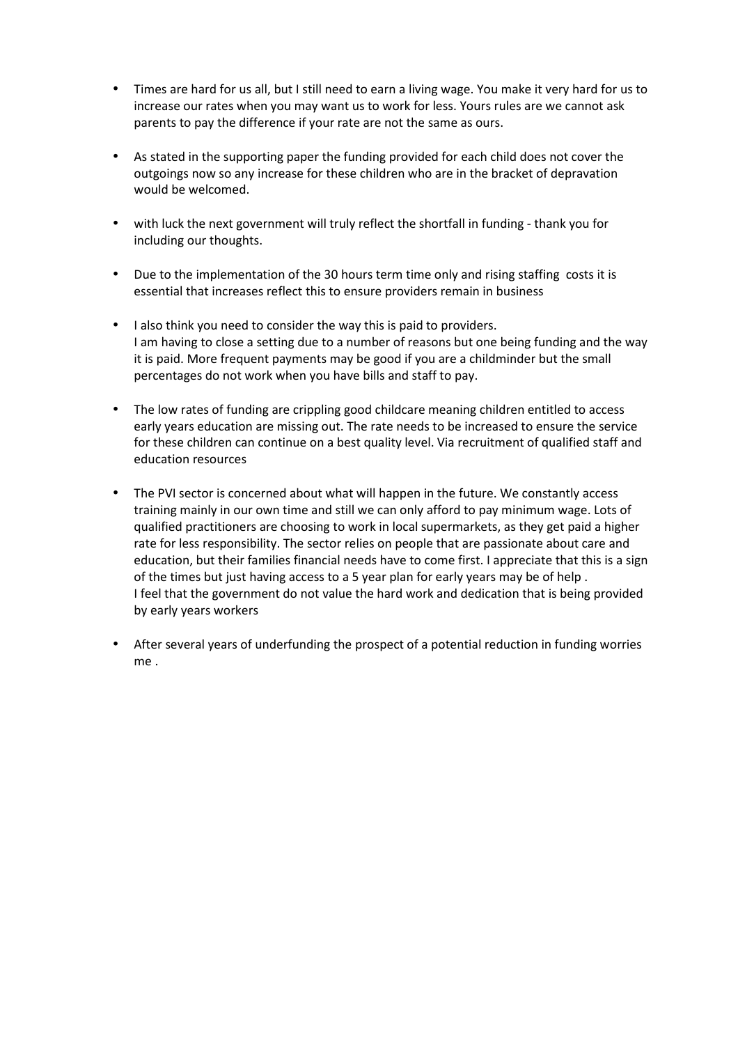- Times are hard for us all, but I still need to earn a living wage. You make it very hard for us to increase our rates when you may want us to work for less. Yours rules are we cannot ask parents to pay the difference if your rate are not the same as ours.

- As stated in the supporting paper the funding provided for each child does not cover the outgoings now so any increase for these children who are in the bracket of depravation would be welcomed.

- with luck the next government will truly reflect the shortfall in funding - thank you for including our thoughts.

- Due to the implementation of the 30 hours term time only and rising staffing costs it is essential that increases reflect this to ensure providers remain in business

- I also think you need to consider the way this is paid to providers.  
  I am having to close a setting due to a number of reasons but one being funding and the way it is paid. More frequent payments may be good if you are a childminder but the small percentages do not work when you have bills and staff to pay.

- The low rates of funding are crippling good childcare meaning children entitled to access early years education are missing out. The rate needs to be increased to ensure the service for these children can continue on a best quality level. Via recruitment of qualified staff and education resources

- The PVI sector is concerned about what will happen in the future. We constantly access training mainly in our own time and still we can only afford to pay minimum wage. Lots of qualified practitioners are choosing to work in local supermarkets, as they get paid a higher rate for less responsibility. The sector relies on people that are passionate about care and education, but their families financial needs have to come first. I appreciate that this is a sign of the times but just having access to a 5 year plan for early years may be of help .  
  I feel that the government do not value the hard work and dedication that is being provided by early years workers

- After several years of underfunding the prospect of a potential reduction in funding worries me .